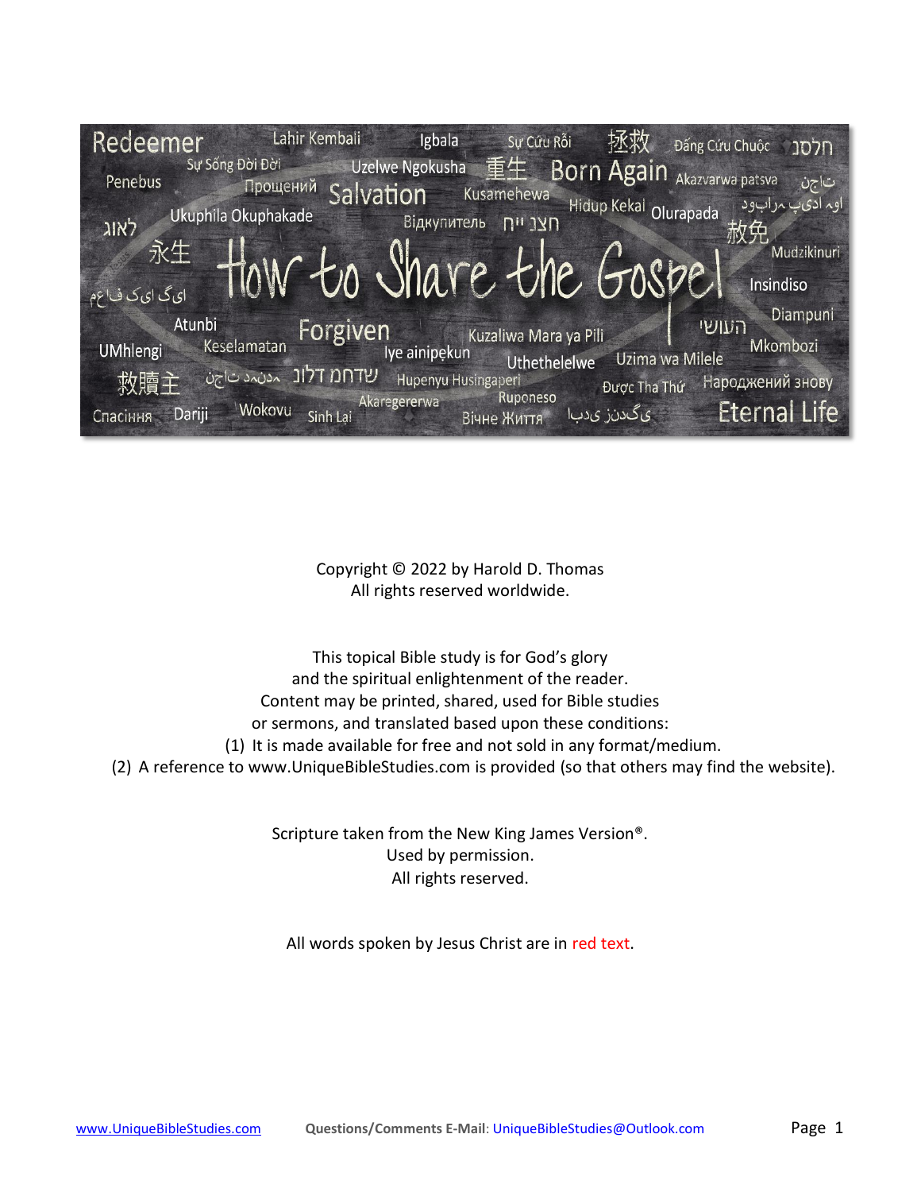# How to Share the Gospel

Copyright © 2022 by Harold D. Thomas
All rights reserved worldwide.

This topical Bible study is for God's glory
and the spiritual enlightenment of the reader.
Content may be printed, shared, used for Bible studies
or sermons, and translated based upon these conditions:
(1) It is made available for free and not sold in any format/medium.
(2) A reference to www.UniqueBibleStudies.com is provided (so that others may find the website).

Scripture taken from the New King James Version®.
Used by permission.
All rights reserved.

All words spoken by Jesus Christ are in red text.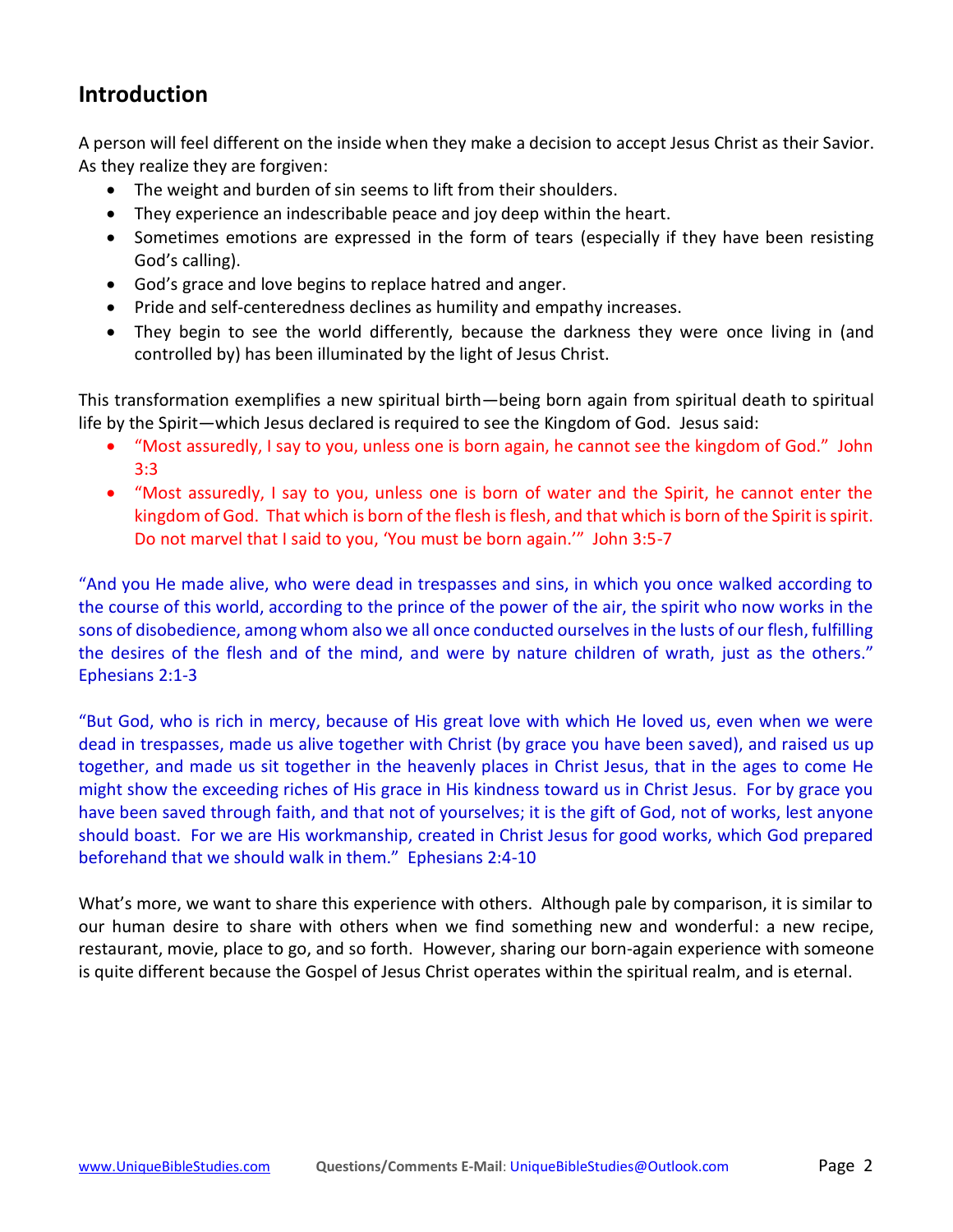## Introduction

A person will feel different on the inside when they make a decision to accept Jesus Christ as their Savior. As they realize they are forgiven:

- The weight and burden of sin seems to lift from their shoulders.
- They experience an indescribable peace and joy deep within the heart.
- Sometimes emotions are expressed in the form of tears (especially if they have been resisting God's calling).
- God's grace and love begins to replace hatred and anger.
- Pride and self-centeredness declines as humility and empathy increases.
- They begin to see the world differently, because the darkness they were once living in (and controlled by) has been illuminated by the light of Jesus Christ.

This transformation exemplifies a new spiritual birth—being born again from spiritual death to spiritual life by the Spirit—which Jesus declared is required to see the Kingdom of God. Jesus said:

- "Most assuredly, I say to you, unless one is born again, he cannot see the kingdom of God." John 3:3
- "Most assuredly, I say to you, unless one is born of water and the Spirit, he cannot enter the kingdom of God. That which is born of the flesh is flesh, and that which is born of the Spirit is spirit. Do not marvel that I said to you, 'You must be born again.'" John 3:5-7

"And you He made alive, who were dead in trespasses and sins, in which you once walked according to the course of this world, according to the prince of the power of the air, the spirit who now works in the sons of disobedience, among whom also we all once conducted ourselves in the lusts of our flesh, fulfilling the desires of the flesh and of the mind, and were by nature children of wrath, just as the others." Ephesians 2:1-3

"But God, who is rich in mercy, because of His great love with which He loved us, even when we were dead in trespasses, made us alive together with Christ (by grace you have been saved), and raised us up together, and made us sit together in the heavenly places in Christ Jesus, that in the ages to come He might show the exceeding riches of His grace in His kindness toward us in Christ Jesus. For by grace you have been saved through faith, and that not of yourselves; it is the gift of God, not of works, lest anyone should boast. For we are His workmanship, created in Christ Jesus for good works, which God prepared beforehand that we should walk in them." Ephesians 2:4-10

What's more, we want to share this experience with others. Although pale by comparison, it is similar to our human desire to share with others when we find something new and wonderful: a new recipe, restaurant, movie, place to go, and so forth. However, sharing our born-again experience with someone is quite different because the Gospel of Jesus Christ operates within the spiritual realm, and is eternal.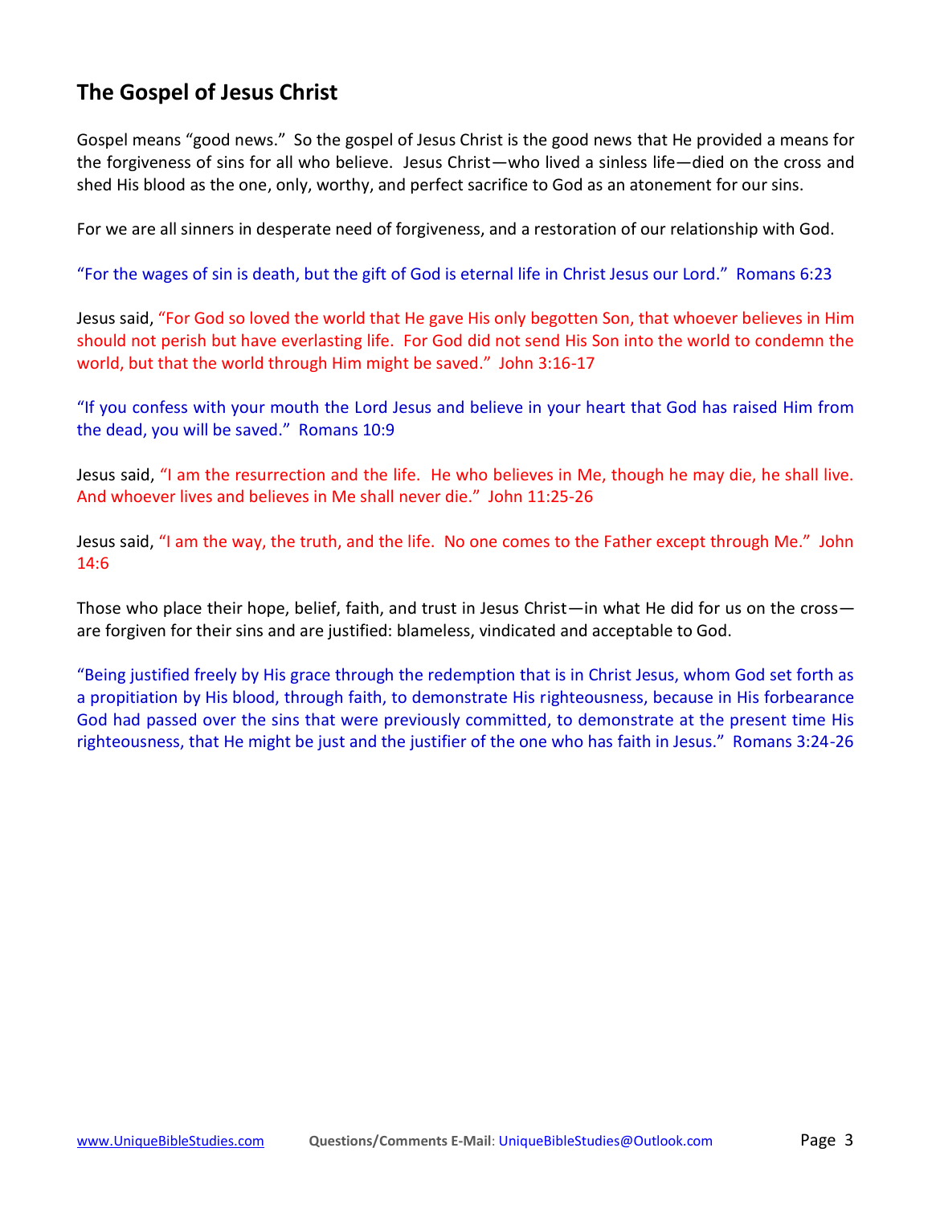## The Gospel of Jesus Christ

Gospel means "good news." So the gospel of Jesus Christ is the good news that He provided a means for the forgiveness of sins for all who believe. Jesus Christ—who lived a sinless life—died on the cross and shed His blood as the one, only, worthy, and perfect sacrifice to God as an atonement for our sins.

For we are all sinners in desperate need of forgiveness, and a restoration of our relationship with God.

"For the wages of sin is death, but the gift of God is eternal life in Christ Jesus our Lord." Romans 6:23

Jesus said, "For God so loved the world that He gave His only begotten Son, that whoever believes in Him should not perish but have everlasting life. For God did not send His Son into the world to condemn the world, but that the world through Him might be saved." John 3:16-17

"If you confess with your mouth the Lord Jesus and believe in your heart that God has raised Him from the dead, you will be saved." Romans 10:9

Jesus said, "I am the resurrection and the life. He who believes in Me, though he may die, he shall live. And whoever lives and believes in Me shall never die." John 11:25-26

Jesus said, "I am the way, the truth, and the life. No one comes to the Father except through Me." John 14:6

Those who place their hope, belief, faith, and trust in Jesus Christ—in what He did for us on the cross—are forgiven for their sins and are justified: blameless, vindicated and acceptable to God.

"Being justified freely by His grace through the redemption that is in Christ Jesus, whom God set forth as a propitiation by His blood, through faith, to demonstrate His righteousness, because in His forbearance God had passed over the sins that were previously committed, to demonstrate at the present time His righteousness, that He might be just and the justifier of the one who has faith in Jesus." Romans 3:24-26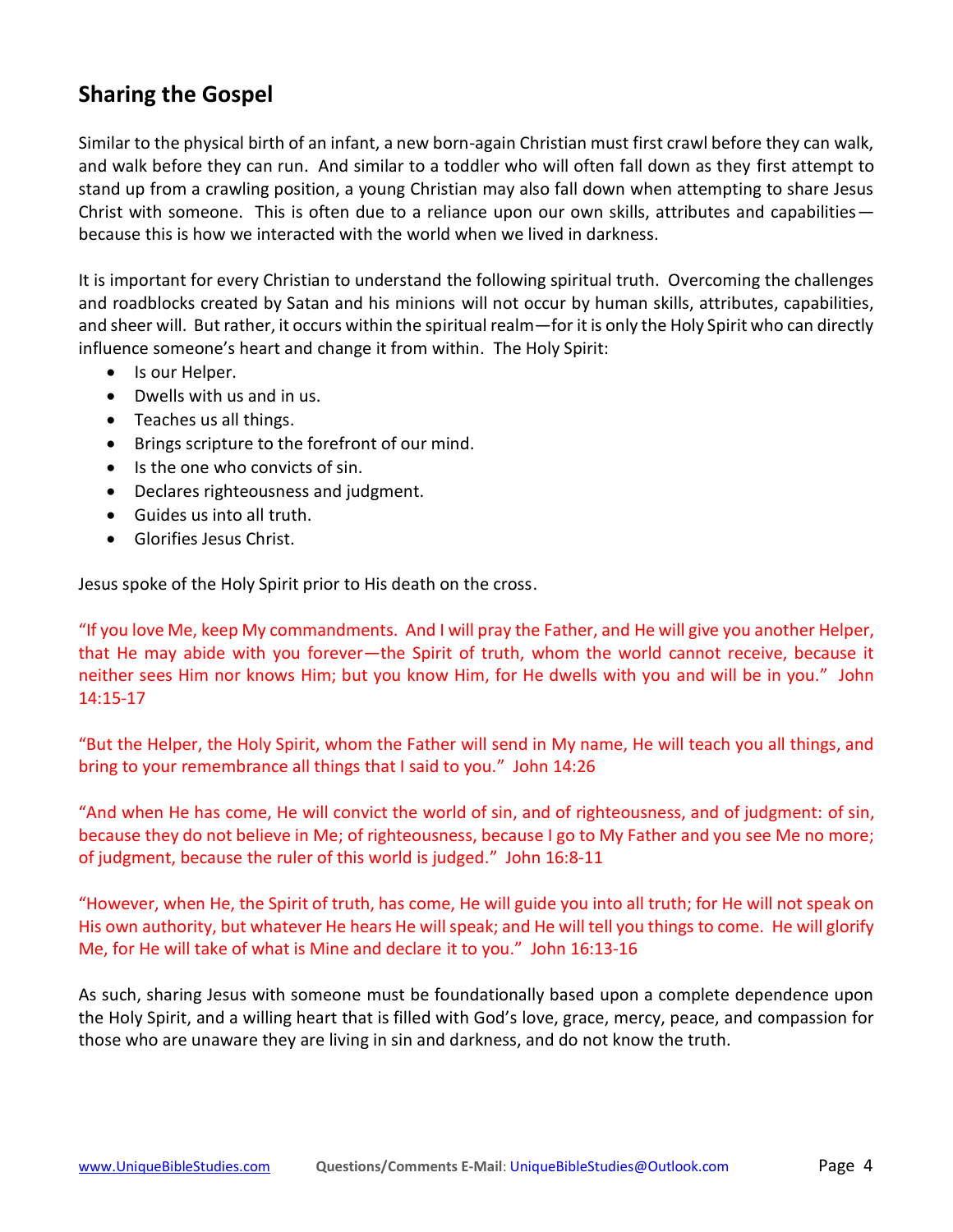## Sharing the Gospel

Similar to the physical birth of an infant, a new born-again Christian must first crawl before they can walk, and walk before they can run. And similar to a toddler who will often fall down as they first attempt to stand up from a crawling position, a young Christian may also fall down when attempting to share Jesus Christ with someone. This is often due to a reliance upon our own skills, attributes and capabilities—because this is how we interacted with the world when we lived in darkness.

It is important for every Christian to understand the following spiritual truth. Overcoming the challenges and roadblocks created by Satan and his minions will not occur by human skills, attributes, capabilities, and sheer will. But rather, it occurs within the spiritual realm—for it is only the Holy Spirit who can directly influence someone's heart and change it from within. The Holy Spirit:

- Is our Helper.
- Dwells with us and in us.
- Teaches us all things.
- Brings scripture to the forefront of our mind.
- Is the one who convicts of sin.
- Declares righteousness and judgment.
- Guides us into all truth.
- Glorifies Jesus Christ.

Jesus spoke of the Holy Spirit prior to His death on the cross.

"If you love Me, keep My commandments. And I will pray the Father, and He will give you another Helper, that He may abide with you forever—the Spirit of truth, whom the world cannot receive, because it neither sees Him nor knows Him; but you know Him, for He dwells with you and will be in you." John 14:15-17

"But the Helper, the Holy Spirit, whom the Father will send in My name, He will teach you all things, and bring to your remembrance all things that I said to you." John 14:26

"And when He has come, He will convict the world of sin, and of righteousness, and of judgment: of sin, because they do not believe in Me; of righteousness, because I go to My Father and you see Me no more; of judgment, because the ruler of this world is judged." John 16:8-11

"However, when He, the Spirit of truth, has come, He will guide you into all truth; for He will not speak on His own authority, but whatever He hears He will speak; and He will tell you things to come. He will glorify Me, for He will take of what is Mine and declare it to you." John 16:13-16

As such, sharing Jesus with someone must be foundationally based upon a complete dependence upon the Holy Spirit, and a willing heart that is filled with God's love, grace, mercy, peace, and compassion for those who are unaware they are living in sin and darkness, and do not know the truth.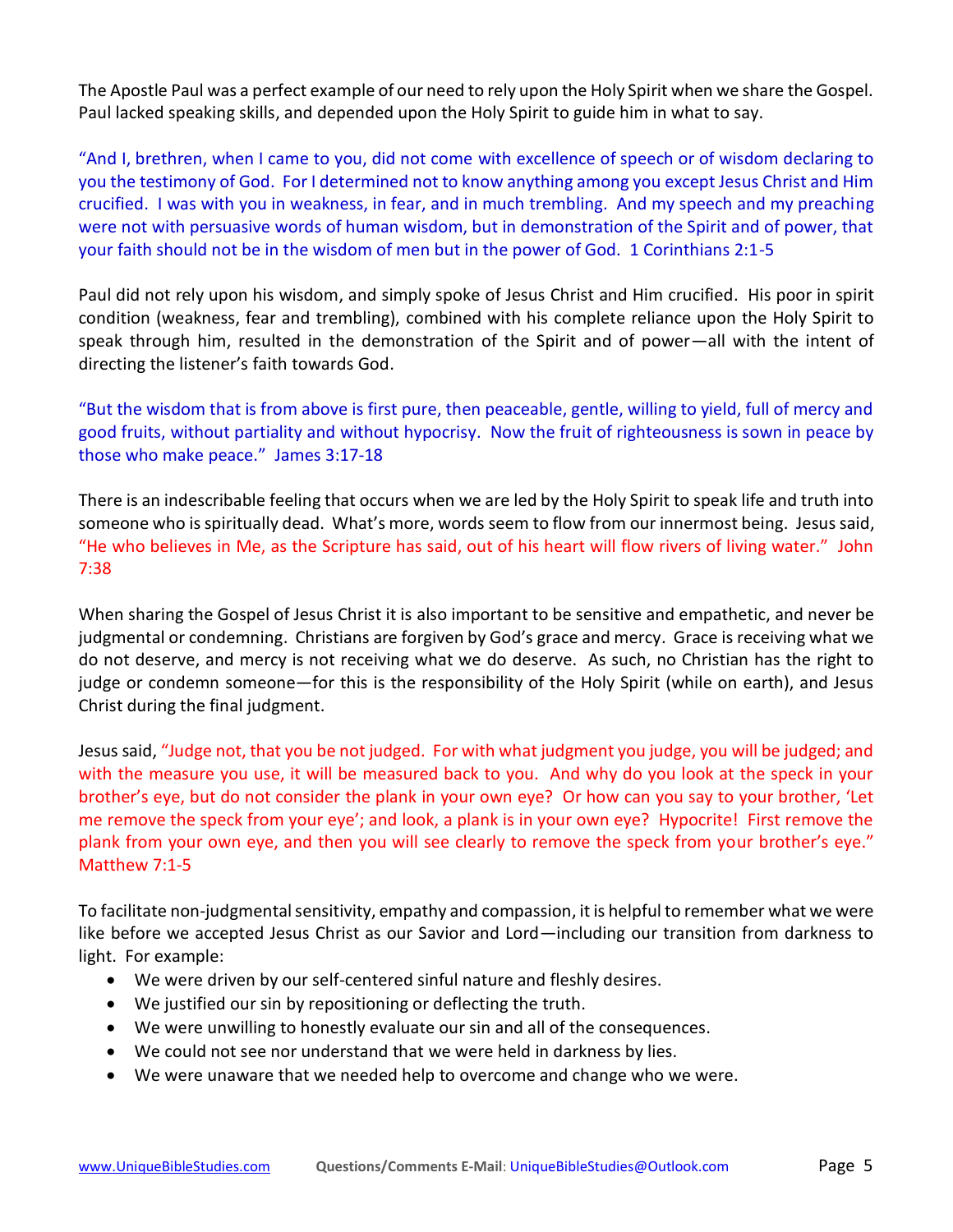The Apostle Paul was a perfect example of our need to rely upon the Holy Spirit when we share the Gospel. Paul lacked speaking skills, and depended upon the Holy Spirit to guide him in what to say.

"And I, brethren, when I came to you, did not come with excellence of speech or of wisdom declaring to you the testimony of God. For I determined not to know anything among you except Jesus Christ and Him crucified. I was with you in weakness, in fear, and in much trembling. And my speech and my preaching were not with persuasive words of human wisdom, but in demonstration of the Spirit and of power, that your faith should not be in the wisdom of men but in the power of God. 1 Corinthians 2:1-5

Paul did not rely upon his wisdom, and simply spoke of Jesus Christ and Him crucified. His poor in spirit condition (weakness, fear and trembling), combined with his complete reliance upon the Holy Spirit to speak through him, resulted in the demonstration of the Spirit and of power—all with the intent of directing the listener's faith towards God.

"But the wisdom that is from above is first pure, then peaceable, gentle, willing to yield, full of mercy and good fruits, without partiality and without hypocrisy. Now the fruit of righteousness is sown in peace by those who make peace." James 3:17-18

There is an indescribable feeling that occurs when we are led by the Holy Spirit to speak life and truth into someone who is spiritually dead. What's more, words seem to flow from our innermost being. Jesus said, "He who believes in Me, as the Scripture has said, out of his heart will flow rivers of living water." John 7:38

When sharing the Gospel of Jesus Christ it is also important to be sensitive and empathetic, and never be judgmental or condemning. Christians are forgiven by God's grace and mercy. Grace is receiving what we do not deserve, and mercy is not receiving what we do deserve. As such, no Christian has the right to judge or condemn someone—for this is the responsibility of the Holy Spirit (while on earth), and Jesus Christ during the final judgment.

Jesus said, "Judge not, that you be not judged. For with what judgment you judge, you will be judged; and with the measure you use, it will be measured back to you. And why do you look at the speck in your brother's eye, but do not consider the plank in your own eye? Or how can you say to your brother, 'Let me remove the speck from your eye'; and look, a plank is in your own eye? Hypocrite! First remove the plank from your own eye, and then you will see clearly to remove the speck from your brother's eye." Matthew 7:1-5

To facilitate non-judgmental sensitivity, empathy and compassion, it is helpful to remember what we were like before we accepted Jesus Christ as our Savior and Lord—including our transition from darkness to light. For example:

- We were driven by our self-centered sinful nature and fleshly desires.
- We justified our sin by repositioning or deflecting the truth.
- We were unwilling to honestly evaluate our sin and all of the consequences.
- We could not see nor understand that we were held in darkness by lies.
- We were unaware that we needed help to overcome and change who we were.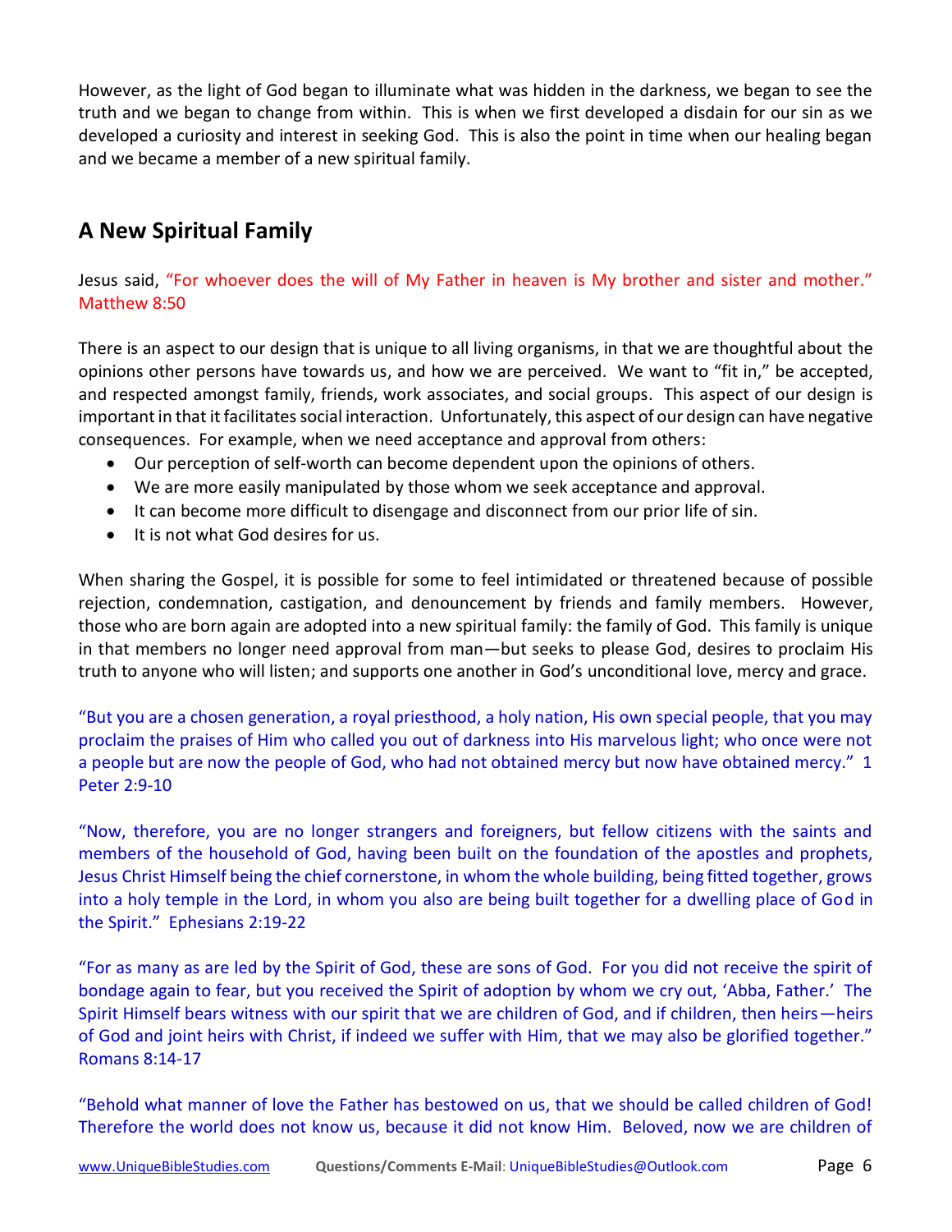However, as the light of God began to illuminate what was hidden in the darkness, we began to see the truth and we began to change from within. This is when we first developed a disdain for our sin as we developed a curiosity and interest in seeking God. This is also the point in time when our healing began and we became a member of a new spiritual family.

## A New Spiritual Family

Jesus said, "For whoever does the will of My Father in heaven is My brother and sister and mother." Matthew 8:50

There is an aspect to our design that is unique to all living organisms, in that we are thoughtful about the opinions other persons have towards us, and how we are perceived. We want to "fit in," be accepted, and respected amongst family, friends, work associates, and social groups. This aspect of our design is important in that it facilitates social interaction. Unfortunately, this aspect of our design can have negative consequences. For example, when we need acceptance and approval from others:

- Our perception of self-worth can become dependent upon the opinions of others.
- We are more easily manipulated by those whom we seek acceptance and approval.
- It can become more difficult to disengage and disconnect from our prior life of sin.
- It is not what God desires for us.

When sharing the Gospel, it is possible for some to feel intimidated or threatened because of possible rejection, condemnation, castigation, and denouncement by friends and family members. However, those who are born again are adopted into a new spiritual family: the family of God. This family is unique in that members no longer need approval from man—but seeks to please God, desires to proclaim His truth to anyone who will listen; and supports one another in God's unconditional love, mercy and grace.

"But you are a chosen generation, a royal priesthood, a holy nation, His own special people, that you may proclaim the praises of Him who called you out of darkness into His marvelous light; who once were not a people but are now the people of God, who had not obtained mercy but now have obtained mercy." 1 Peter 2:9-10

"Now, therefore, you are no longer strangers and foreigners, but fellow citizens with the saints and members of the household of God, having been built on the foundation of the apostles and prophets, Jesus Christ Himself being the chief cornerstone, in whom the whole building, being fitted together, grows into a holy temple in the Lord, in whom you also are being built together for a dwelling place of God in the Spirit." Ephesians 2:19-22

"For as many as are led by the Spirit of God, these are sons of God. For you did not receive the spirit of bondage again to fear, but you received the Spirit of adoption by whom we cry out, 'Abba, Father.' The Spirit Himself bears witness with our spirit that we are children of God, and if children, then heirs—heirs of God and joint heirs with Christ, if indeed we suffer with Him, that we may also be glorified together." Romans 8:14-17

"Behold what manner of love the Father has bestowed on us, that we should be called children of God! Therefore the world does not know us, because it did not know Him. Beloved, now we are children of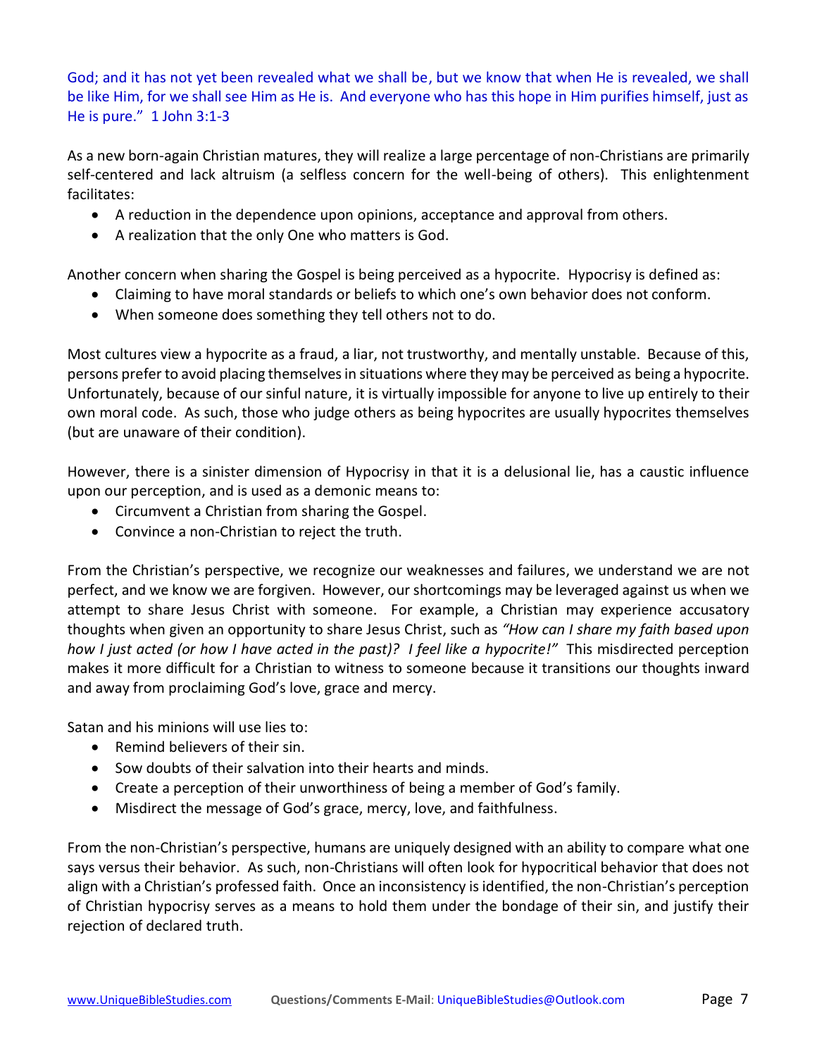God; and it has not yet been revealed what we shall be, but we know that when He is revealed, we shall be like Him, for we shall see Him as He is. And everyone who has this hope in Him purifies himself, just as He is pure." 1 John 3:1-3

As a new born-again Christian matures, they will realize a large percentage of non-Christians are primarily self-centered and lack altruism (a selfless concern for the well-being of others). This enlightenment facilitates:

- A reduction in the dependence upon opinions, acceptance and approval from others.
- A realization that the only One who matters is God.

Another concern when sharing the Gospel is being perceived as a hypocrite. Hypocrisy is defined as:

- Claiming to have moral standards or beliefs to which one's own behavior does not conform.
- When someone does something they tell others not to do.

Most cultures view a hypocrite as a fraud, a liar, not trustworthy, and mentally unstable. Because of this, persons prefer to avoid placing themselves in situations where they may be perceived as being a hypocrite. Unfortunately, because of our sinful nature, it is virtually impossible for anyone to live up entirely to their own moral code. As such, those who judge others as being hypocrites are usually hypocrites themselves (but are unaware of their condition).

However, there is a sinister dimension of Hypocrisy in that it is a delusional lie, has a caustic influence upon our perception, and is used as a demonic means to:

- Circumvent a Christian from sharing the Gospel.
- Convince a non-Christian to reject the truth.

From the Christian's perspective, we recognize our weaknesses and failures, we understand we are not perfect, and we know we are forgiven. However, our shortcomings may be leveraged against us when we attempt to share Jesus Christ with someone. For example, a Christian may experience accusatory thoughts when given an opportunity to share Jesus Christ, such as *"How can I share my faith based upon how I just acted (or how I have acted in the past)? I feel like a hypocrite!"* This misdirected perception makes it more difficult for a Christian to witness to someone because it transitions our thoughts inward and away from proclaiming God's love, grace and mercy.

Satan and his minions will use lies to:

- Remind believers of their sin.
- Sow doubts of their salvation into their hearts and minds.
- Create a perception of their unworthiness of being a member of God's family.
- Misdirect the message of God's grace, mercy, love, and faithfulness.

From the non-Christian's perspective, humans are uniquely designed with an ability to compare what one says versus their behavior. As such, non-Christians will often look for hypocritical behavior that does not align with a Christian's professed faith. Once an inconsistency is identified, the non-Christian's perception of Christian hypocrisy serves as a means to hold them under the bondage of their sin, and justify their rejection of declared truth.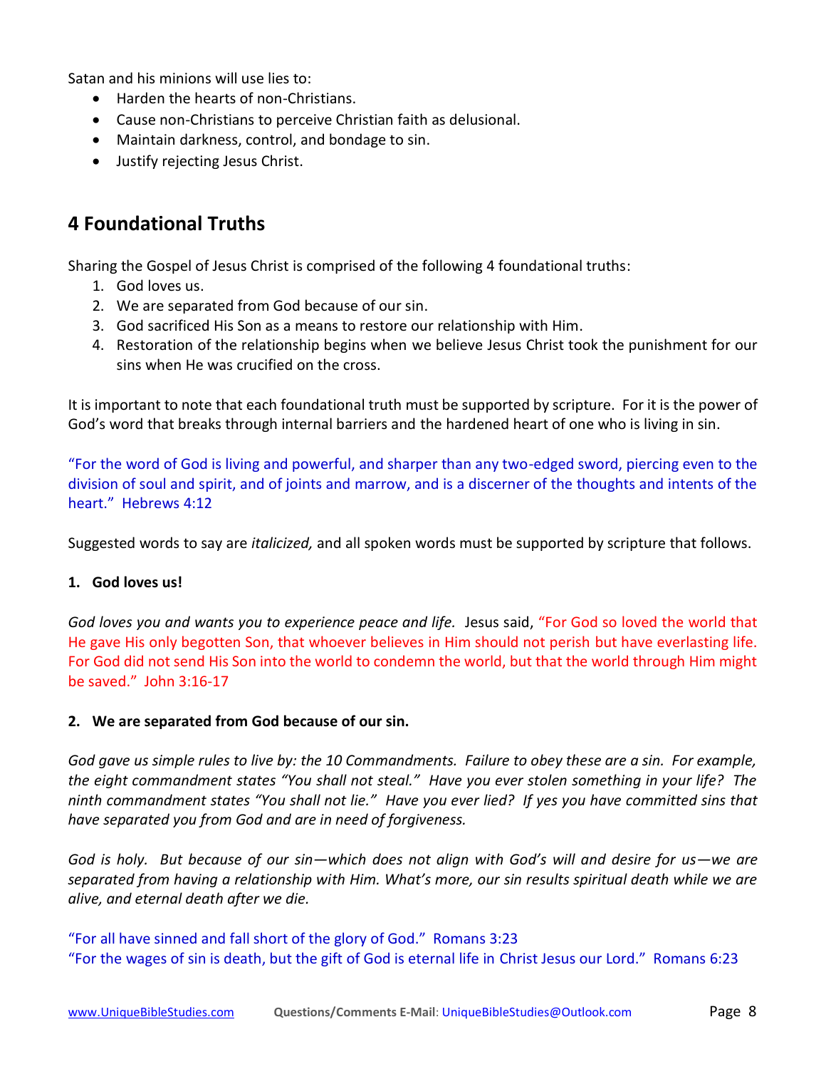Satan and his minions will use lies to:

- Harden the hearts of non-Christians.
- Cause non-Christians to perceive Christian faith as delusional.
- Maintain darkness, control, and bondage to sin.
- Justify rejecting Jesus Christ.

## 4 Foundational Truths

Sharing the Gospel of Jesus Christ is comprised of the following 4 foundational truths:

1. God loves us.
2. We are separated from God because of our sin.
3. God sacrificed His Son as a means to restore our relationship with Him.
4. Restoration of the relationship begins when we believe Jesus Christ took the punishment for our sins when He was crucified on the cross.

It is important to note that each foundational truth must be supported by scripture. For it is the power of God's word that breaks through internal barriers and the hardened heart of one who is living in sin.

"For the word of God is living and powerful, and sharper than any two-edged sword, piercing even to the division of soul and spirit, and of joints and marrow, and is a discerner of the thoughts and intents of the heart." Hebrews 4:12

Suggested words to say are *italicized,* and all spoken words must be supported by scripture that follows.

**1. God loves us!**

*God loves you and wants you to experience peace and life.* Jesus said, "For God so loved the world that He gave His only begotten Son, that whoever believes in Him should not perish but have everlasting life. For God did not send His Son into the world to condemn the world, but that the world through Him might be saved." John 3:16-17

**2. We are separated from God because of our sin.**

*God gave us simple rules to live by: the 10 Commandments. Failure to obey these are a sin. For example, the eight commandment states "You shall not steal." Have you ever stolen something in your life? The ninth commandment states "You shall not lie." Have you ever lied? If yes you have committed sins that have separated you from God and are in need of forgiveness.*

*God is holy. But because of our sin—which does not align with God's will and desire for us—we are separated from having a relationship with Him. What's more, our sin results spiritual death while we are alive, and eternal death after we die.*

"For all have sinned and fall short of the glory of God." Romans 3:23
"For the wages of sin is death, but the gift of God is eternal life in Christ Jesus our Lord." Romans 6:23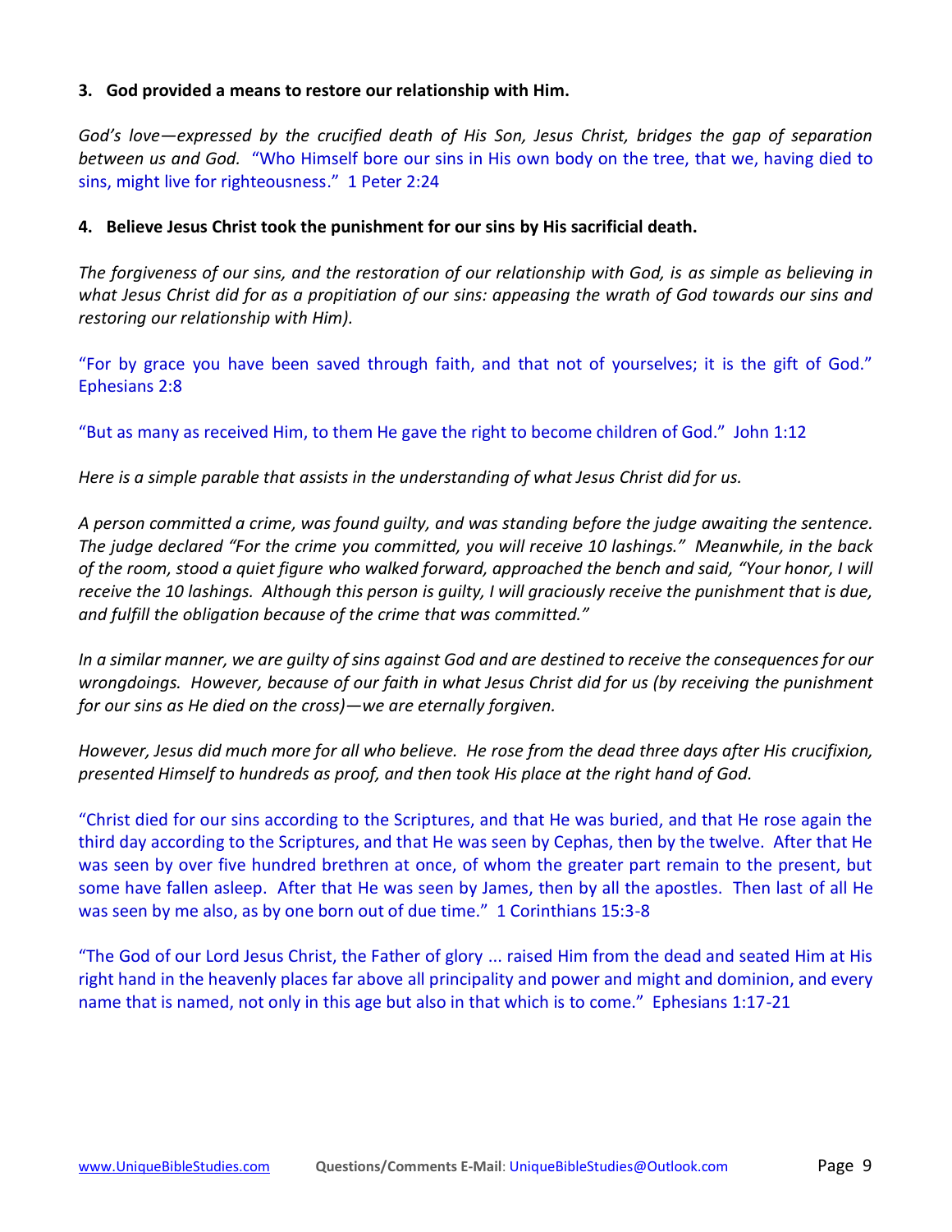**3. God provided a means to restore our relationship with Him.**

*God's love—expressed by the crucified death of His Son, Jesus Christ, bridges the gap of separation between us and God.* "Who Himself bore our sins in His own body on the tree, that we, having died to sins, might live for righteousness." 1 Peter 2:24

**4. Believe Jesus Christ took the punishment for our sins by His sacrificial death.**

*The forgiveness of our sins, and the restoration of our relationship with God, is as simple as believing in what Jesus Christ did for as a propitiation of our sins: appeasing the wrath of God towards our sins and restoring our relationship with Him).*

"For by grace you have been saved through faith, and that not of yourselves; it is the gift of God." Ephesians 2:8

"But as many as received Him, to them He gave the right to become children of God." John 1:12

*Here is a simple parable that assists in the understanding of what Jesus Christ did for us.*

*A person committed a crime, was found guilty, and was standing before the judge awaiting the sentence. The judge declared "For the crime you committed, you will receive 10 lashings." Meanwhile, in the back of the room, stood a quiet figure who walked forward, approached the bench and said, "Your honor, I will receive the 10 lashings. Although this person is guilty, I will graciously receive the punishment that is due, and fulfill the obligation because of the crime that was committed."*

*In a similar manner, we are guilty of sins against God and are destined to receive the consequences for our wrongdoings. However, because of our faith in what Jesus Christ did for us (by receiving the punishment for our sins as He died on the cross)—we are eternally forgiven.*

*However, Jesus did much more for all who believe. He rose from the dead three days after His crucifixion, presented Himself to hundreds as proof, and then took His place at the right hand of God.*

"Christ died for our sins according to the Scriptures, and that He was buried, and that He rose again the third day according to the Scriptures, and that He was seen by Cephas, then by the twelve. After that He was seen by over five hundred brethren at once, of whom the greater part remain to the present, but some have fallen asleep. After that He was seen by James, then by all the apostles. Then last of all He was seen by me also, as by one born out of due time." 1 Corinthians 15:3-8

"The God of our Lord Jesus Christ, the Father of glory ... raised Him from the dead and seated Him at His right hand in the heavenly places far above all principality and power and might and dominion, and every name that is named, not only in this age but also in that which is to come." Ephesians 1:17-21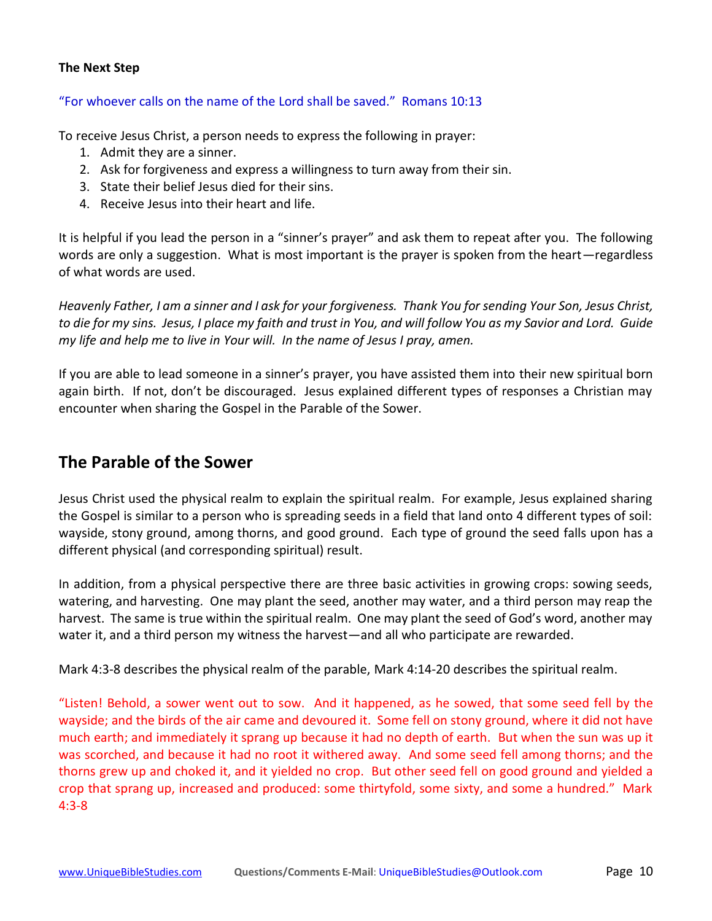**The Next Step**

"For whoever calls on the name of the Lord shall be saved." Romans 10:13

To receive Jesus Christ, a person needs to express the following in prayer:

1. Admit they are a sinner.
2. Ask for forgiveness and express a willingness to turn away from their sin.
3. State their belief Jesus died for their sins.
4. Receive Jesus into their heart and life.

It is helpful if you lead the person in a "sinner's prayer" and ask them to repeat after you. The following words are only a suggestion. What is most important is the prayer is spoken from the heart—regardless of what words are used.

*Heavenly Father, I am a sinner and I ask for your forgiveness. Thank You for sending Your Son, Jesus Christ, to die for my sins. Jesus, I place my faith and trust in You, and will follow You as my Savior and Lord. Guide my life and help me to live in Your will. In the name of Jesus I pray, amen.*

If you are able to lead someone in a sinner's prayer, you have assisted them into their new spiritual born again birth. If not, don't be discouraged. Jesus explained different types of responses a Christian may encounter when sharing the Gospel in the Parable of the Sower.

## The Parable of the Sower

Jesus Christ used the physical realm to explain the spiritual realm. For example, Jesus explained sharing the Gospel is similar to a person who is spreading seeds in a field that land onto 4 different types of soil: wayside, stony ground, among thorns, and good ground. Each type of ground the seed falls upon has a different physical (and corresponding spiritual) result.

In addition, from a physical perspective there are three basic activities in growing crops: sowing seeds, watering, and harvesting. One may plant the seed, another may water, and a third person may reap the harvest. The same is true within the spiritual realm. One may plant the seed of God's word, another may water it, and a third person my witness the harvest—and all who participate are rewarded.

Mark 4:3-8 describes the physical realm of the parable, Mark 4:14-20 describes the spiritual realm.

"Listen! Behold, a sower went out to sow. And it happened, as he sowed, that some seed fell by the wayside; and the birds of the air came and devoured it. Some fell on stony ground, where it did not have much earth; and immediately it sprang up because it had no depth of earth. But when the sun was up it was scorched, and because it had no root it withered away. And some seed fell among thorns; and the thorns grew up and choked it, and it yielded no crop. But other seed fell on good ground and yielded a crop that sprang up, increased and produced: some thirtyfold, some sixty, and some a hundred." Mark 4:3-8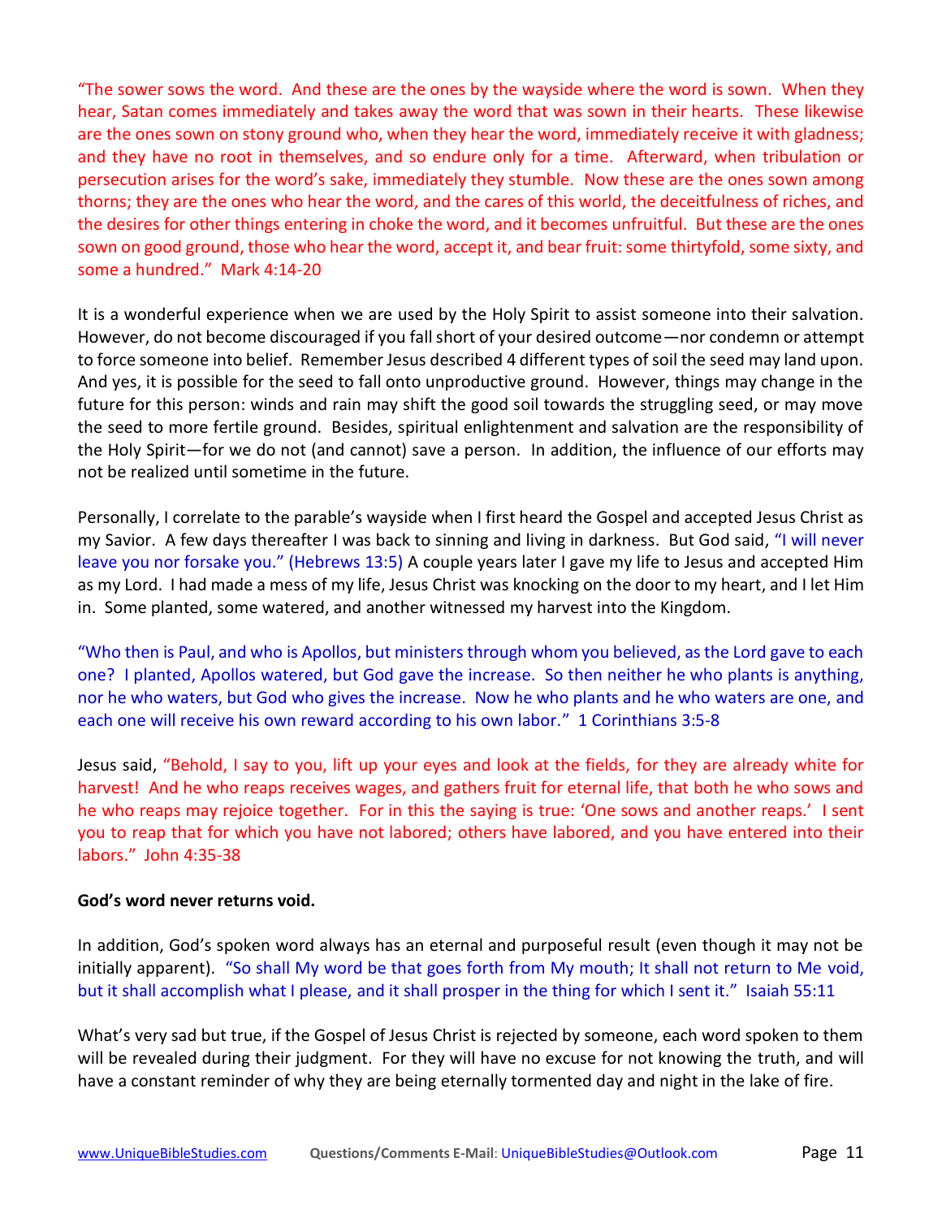"The sower sows the word. And these are the ones by the wayside where the word is sown. When they hear, Satan comes immediately and takes away the word that was sown in their hearts. These likewise are the ones sown on stony ground who, when they hear the word, immediately receive it with gladness; and they have no root in themselves, and so endure only for a time. Afterward, when tribulation or persecution arises for the word's sake, immediately they stumble. Now these are the ones sown among thorns; they are the ones who hear the word, and the cares of this world, the deceitfulness of riches, and the desires for other things entering in choke the word, and it becomes unfruitful. But these are the ones sown on good ground, those who hear the word, accept it, and bear fruit: some thirtyfold, some sixty, and some a hundred." Mark 4:14-20

It is a wonderful experience when we are used by the Holy Spirit to assist someone into their salvation. However, do not become discouraged if you fall short of your desired outcome—nor condemn or attempt to force someone into belief. Remember Jesus described 4 different types of soil the seed may land upon. And yes, it is possible for the seed to fall onto unproductive ground. However, things may change in the future for this person: winds and rain may shift the good soil towards the struggling seed, or may move the seed to more fertile ground. Besides, spiritual enlightenment and salvation are the responsibility of the Holy Spirit—for we do not (and cannot) save a person. In addition, the influence of our efforts may not be realized until sometime in the future.

Personally, I correlate to the parable's wayside when I first heard the Gospel and accepted Jesus Christ as my Savior. A few days thereafter I was back to sinning and living in darkness. But God said, "I will never leave you nor forsake you." (Hebrews 13:5) A couple years later I gave my life to Jesus and accepted Him as my Lord. I had made a mess of my life, Jesus Christ was knocking on the door to my heart, and I let Him in. Some planted, some watered, and another witnessed my harvest into the Kingdom.

"Who then is Paul, and who is Apollos, but ministers through whom you believed, as the Lord gave to each one? I planted, Apollos watered, but God gave the increase. So then neither he who plants is anything, nor he who waters, but God who gives the increase. Now he who plants and he who waters are one, and each one will receive his own reward according to his own labor." 1 Corinthians 3:5-8

Jesus said, "Behold, I say to you, lift up your eyes and look at the fields, for they are already white for harvest! And he who reaps receives wages, and gathers fruit for eternal life, that both he who sows and he who reaps may rejoice together. For in this the saying is true: 'One sows and another reaps.' I sent you to reap that for which you have not labored; others have labored, and you have entered into their labors." John 4:35-38

**God's word never returns void.**

In addition, God's spoken word always has an eternal and purposeful result (even though it may not be initially apparent). "So shall My word be that goes forth from My mouth; It shall not return to Me void, but it shall accomplish what I please, and it shall prosper in the thing for which I sent it." Isaiah 55:11

What's very sad but true, if the Gospel of Jesus Christ is rejected by someone, each word spoken to them will be revealed during their judgment. For they will have no excuse for not knowing the truth, and will have a constant reminder of why they are being eternally tormented day and night in the lake of fire.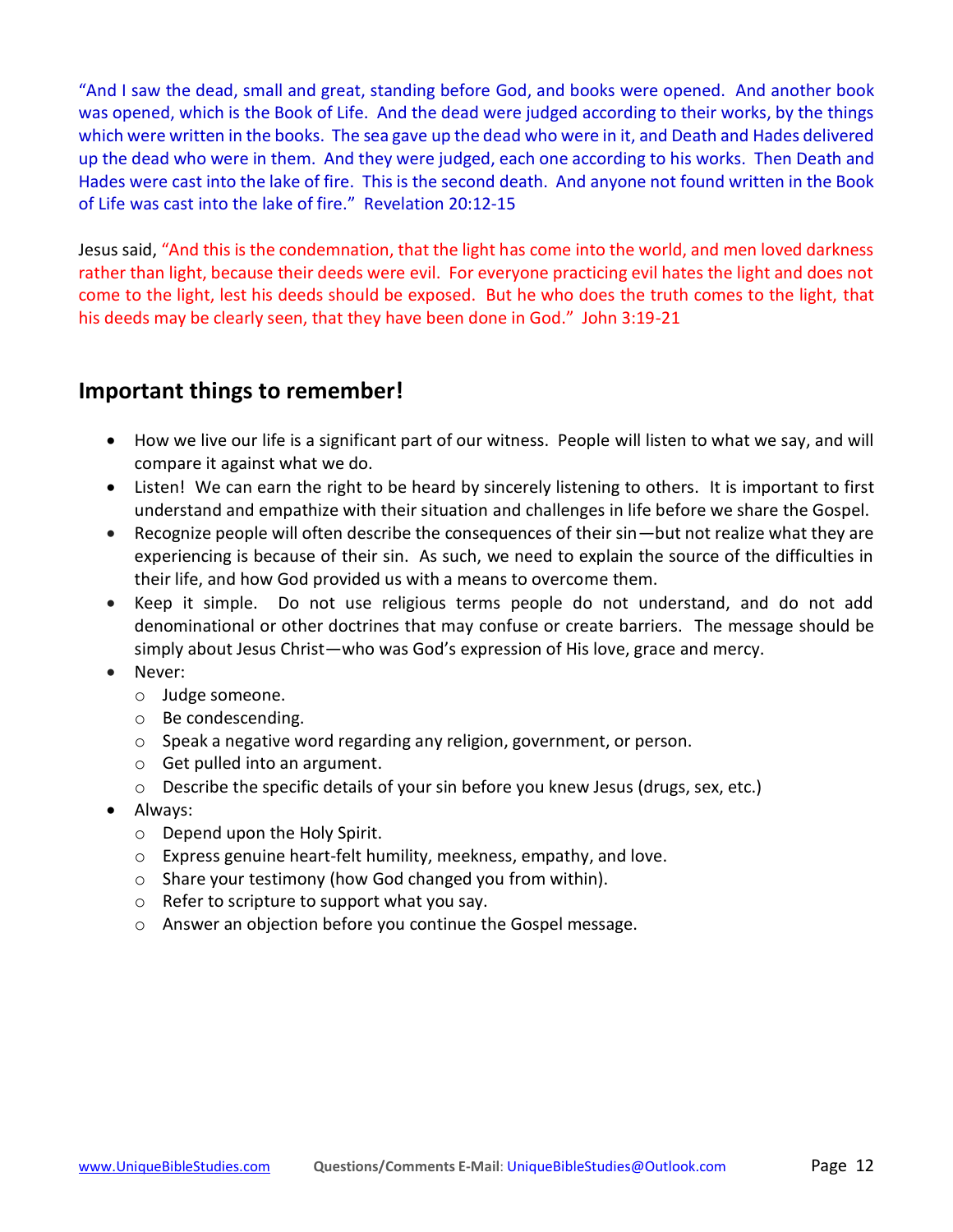"And I saw the dead, small and great, standing before God, and books were opened. And another book was opened, which is the Book of Life. And the dead were judged according to their works, by the things which were written in the books. The sea gave up the dead who were in it, and Death and Hades delivered up the dead who were in them. And they were judged, each one according to his works. Then Death and Hades were cast into the lake of fire. This is the second death. And anyone not found written in the Book of Life was cast into the lake of fire." Revelation 20:12-15

Jesus said, "And this is the condemnation, that the light has come into the world, and men loved darkness rather than light, because their deeds were evil. For everyone practicing evil hates the light and does not come to the light, lest his deeds should be exposed. But he who does the truth comes to the light, that his deeds may be clearly seen, that they have been done in God." John 3:19-21

## Important things to remember!

- How we live our life is a significant part of our witness. People will listen to what we say, and will compare it against what we do.
- Listen! We can earn the right to be heard by sincerely listening to others. It is important to first understand and empathize with their situation and challenges in life before we share the Gospel.
- Recognize people will often describe the consequences of their sin—but not realize what they are experiencing is because of their sin. As such, we need to explain the source of the difficulties in their life, and how God provided us with a means to overcome them.
- Keep it simple. Do not use religious terms people do not understand, and do not add denominational or other doctrines that may confuse or create barriers. The message should be simply about Jesus Christ—who was God's expression of His love, grace and mercy.
- Never:
  - Judge someone.
  - Be condescending.
  - Speak a negative word regarding any religion, government, or person.
  - Get pulled into an argument.
  - Describe the specific details of your sin before you knew Jesus (drugs, sex, etc.)
- Always:
  - Depend upon the Holy Spirit.
  - Express genuine heart-felt humility, meekness, empathy, and love.
  - Share your testimony (how God changed you from within).
  - Refer to scripture to support what you say.
  - Answer an objection before you continue the Gospel message.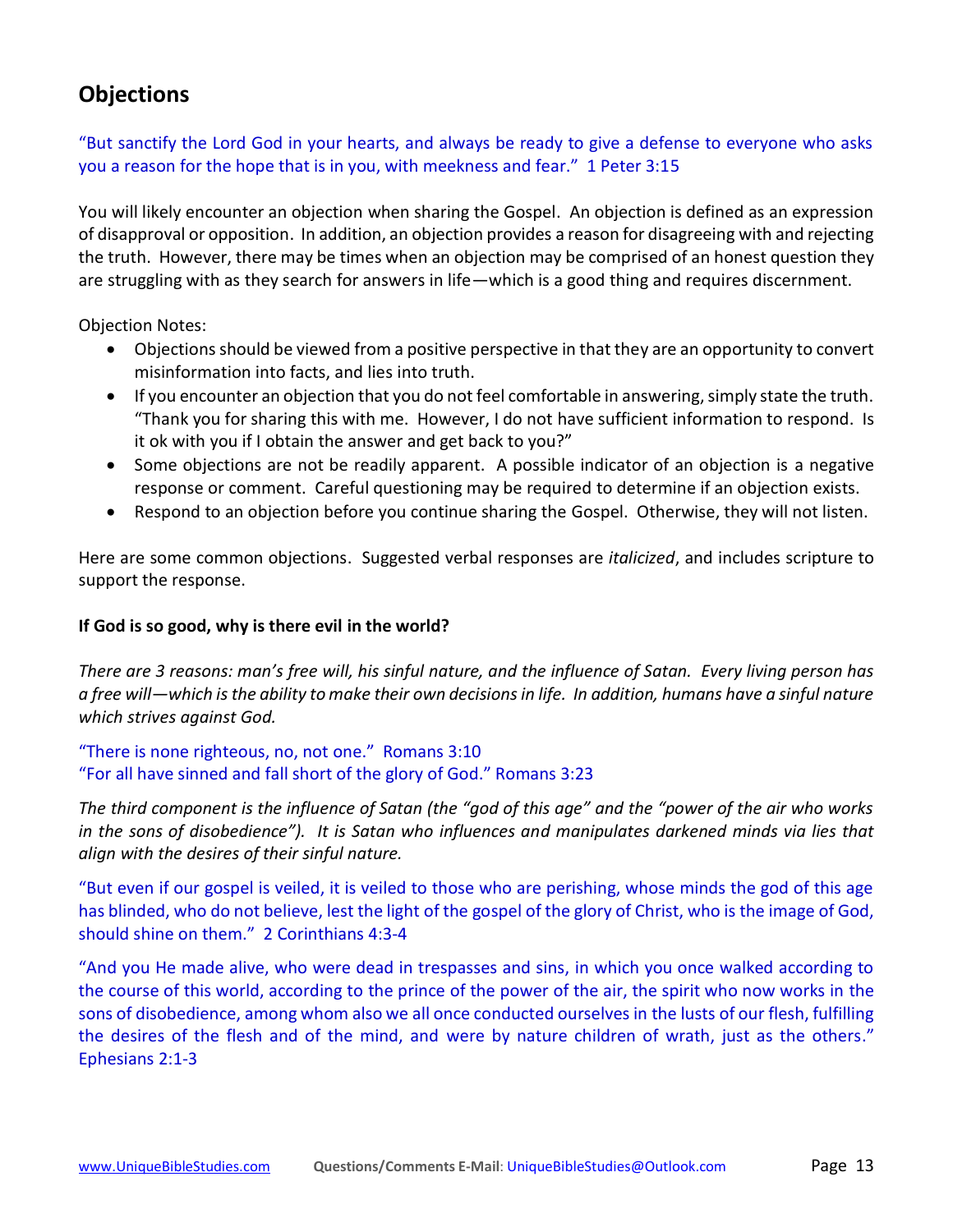## Objections

"But sanctify the Lord God in your hearts, and always be ready to give a defense to everyone who asks you a reason for the hope that is in you, with meekness and fear." 1 Peter 3:15

You will likely encounter an objection when sharing the Gospel. An objection is defined as an expression of disapproval or opposition. In addition, an objection provides a reason for disagreeing with and rejecting the truth. However, there may be times when an objection may be comprised of an honest question they are struggling with as they search for answers in life—which is a good thing and requires discernment.

Objection Notes:

- Objections should be viewed from a positive perspective in that they are an opportunity to convert misinformation into facts, and lies into truth.
- If you encounter an objection that you do not feel comfortable in answering, simply state the truth. "Thank you for sharing this with me. However, I do not have sufficient information to respond. Is it ok with you if I obtain the answer and get back to you?"
- Some objections are not be readily apparent. A possible indicator of an objection is a negative response or comment. Careful questioning may be required to determine if an objection exists.
- Respond to an objection before you continue sharing the Gospel. Otherwise, they will not listen.

Here are some common objections. Suggested verbal responses are *italicized*, and includes scripture to support the response.

**If God is so good, why is there evil in the world?**

*There are 3 reasons: man's free will, his sinful nature, and the influence of Satan. Every living person has a free will—which is the ability to make their own decisions in life. In addition, humans have a sinful nature which strives against God.*

"There is none righteous, no, not one." Romans 3:10
"For all have sinned and fall short of the glory of God." Romans 3:23

*The third component is the influence of Satan (the "god of this age" and the "power of the air who works in the sons of disobedience"). It is Satan who influences and manipulates darkened minds via lies that align with the desires of their sinful nature.*

"But even if our gospel is veiled, it is veiled to those who are perishing, whose minds the god of this age has blinded, who do not believe, lest the light of the gospel of the glory of Christ, who is the image of God, should shine on them." 2 Corinthians 4:3-4

"And you He made alive, who were dead in trespasses and sins, in which you once walked according to the course of this world, according to the prince of the power of the air, the spirit who now works in the sons of disobedience, among whom also we all once conducted ourselves in the lusts of our flesh, fulfilling the desires of the flesh and of the mind, and were by nature children of wrath, just as the others." Ephesians 2:1-3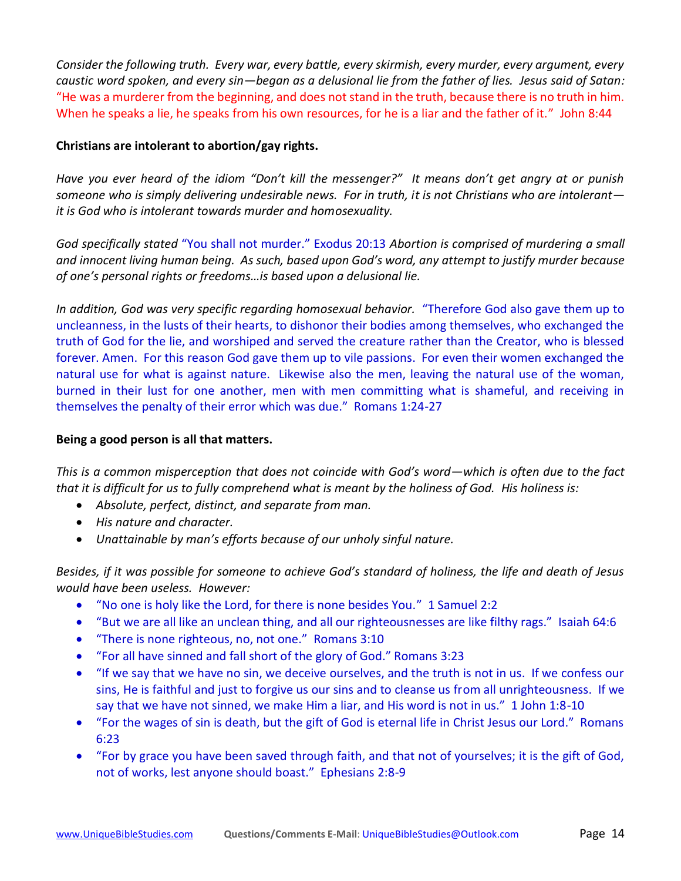*Consider the following truth. Every war, every battle, every skirmish, every murder, every argument, every caustic word spoken, and every sin—began as a delusional lie from the father of lies. Jesus said of Satan:* "He was a murderer from the beginning, and does not stand in the truth, because there is no truth in him. When he speaks a lie, he speaks from his own resources, for he is a liar and the father of it." John 8:44

**Christians are intolerant to abortion/gay rights.**

*Have you ever heard of the idiom "Don't kill the messenger?" It means don't get angry at or punish someone who is simply delivering undesirable news. For in truth, it is not Christians who are intolerant—it is God who is intolerant towards murder and homosexuality.*

*God specifically stated* "You shall not murder." Exodus 20:13 *Abortion is comprised of murdering a small and innocent living human being. As such, based upon God's word, any attempt to justify murder because of one's personal rights or freedoms…is based upon a delusional lie.*

*In addition, God was very specific regarding homosexual behavior.* "Therefore God also gave them up to uncleanness, in the lusts of their hearts, to dishonor their bodies among themselves, who exchanged the truth of God for the lie, and worshiped and served the creature rather than the Creator, who is blessed forever. Amen. For this reason God gave them up to vile passions. For even their women exchanged the natural use for what is against nature. Likewise also the men, leaving the natural use of the woman, burned in their lust for one another, men with men committing what is shameful, and receiving in themselves the penalty of their error which was due." Romans 1:24-27

**Being a good person is all that matters.**

*This is a common misperception that does not coincide with God's word—which is often due to the fact that it is difficult for us to fully comprehend what is meant by the holiness of God. His holiness is:*

- *Absolute, perfect, distinct, and separate from man.*
- *His nature and character.*
- *Unattainable by man's efforts because of our unholy sinful nature.*

*Besides, if it was possible for someone to achieve God's standard of holiness, the life and death of Jesus would have been useless. However:*

- "No one is holy like the Lord, for there is none besides You." 1 Samuel 2:2
- "But we are all like an unclean thing, and all our righteousnesses are like filthy rags." Isaiah 64:6
- "There is none righteous, no, not one." Romans 3:10
- "For all have sinned and fall short of the glory of God." Romans 3:23
- "If we say that we have no sin, we deceive ourselves, and the truth is not in us. If we confess our sins, He is faithful and just to forgive us our sins and to cleanse us from all unrighteousness. If we say that we have not sinned, we make Him a liar, and His word is not in us." 1 John 1:8-10
- "For the wages of sin is death, but the gift of God is eternal life in Christ Jesus our Lord." Romans 6:23
- "For by grace you have been saved through faith, and that not of yourselves; it is the gift of God, not of works, lest anyone should boast." Ephesians 2:8-9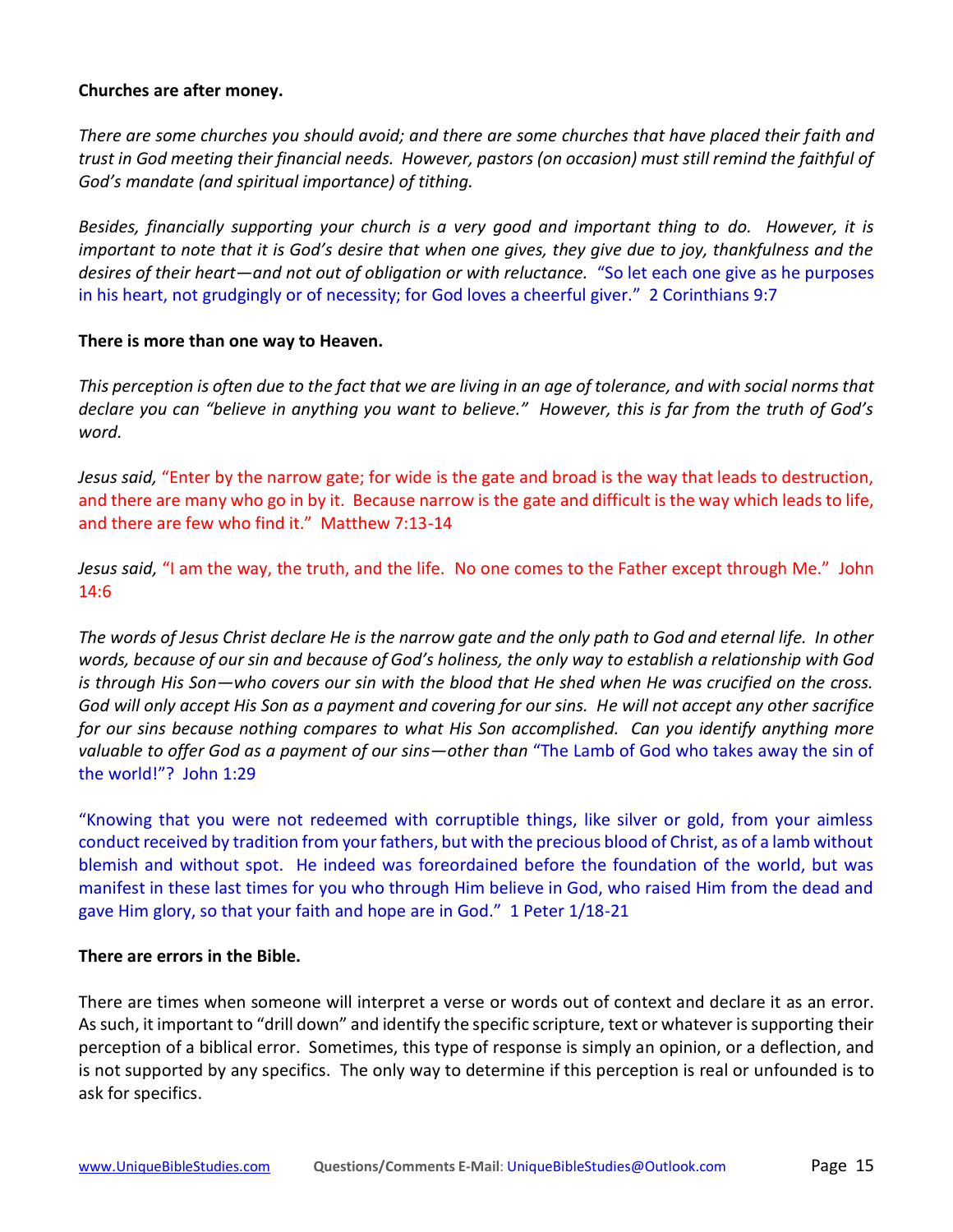**Churches are after money.**

*There are some churches you should avoid; and there are some churches that have placed their faith and trust in God meeting their financial needs. However, pastors (on occasion) must still remind the faithful of God's mandate (and spiritual importance) of tithing.*

*Besides, financially supporting your church is a very good and important thing to do. However, it is important to note that it is God's desire that when one gives, they give due to joy, thankfulness and the desires of their heart—and not out of obligation or with reluctance.* "So let each one give as he purposes in his heart, not grudgingly or of necessity; for God loves a cheerful giver." 2 Corinthians 9:7

**There is more than one way to Heaven.**

*This perception is often due to the fact that we are living in an age of tolerance, and with social norms that declare you can "believe in anything you want to believe." However, this is far from the truth of God's word.*

*Jesus said,* "Enter by the narrow gate; for wide is the gate and broad is the way that leads to destruction, and there are many who go in by it. Because narrow is the gate and difficult is the way which leads to life, and there are few who find it." Matthew 7:13-14

*Jesus said,* "I am the way, the truth, and the life. No one comes to the Father except through Me." John 14:6

*The words of Jesus Christ declare He is the narrow gate and the only path to God and eternal life. In other words, because of our sin and because of God's holiness, the only way to establish a relationship with God is through His Son—who covers our sin with the blood that He shed when He was crucified on the cross. God will only accept His Son as a payment and covering for our sins. He will not accept any other sacrifice for our sins because nothing compares to what His Son accomplished. Can you identify anything more valuable to offer God as a payment of our sins—other than* "The Lamb of God who takes away the sin of the world!"? John 1:29

"Knowing that you were not redeemed with corruptible things, like silver or gold, from your aimless conduct received by tradition from your fathers, but with the precious blood of Christ, as of a lamb without blemish and without spot. He indeed was foreordained before the foundation of the world, but was manifest in these last times for you who through Him believe in God, who raised Him from the dead and gave Him glory, so that your faith and hope are in God." 1 Peter 1/18-21

**There are errors in the Bible.**

There are times when someone will interpret a verse or words out of context and declare it as an error. As such, it important to "drill down" and identify the specific scripture, text or whatever is supporting their perception of a biblical error. Sometimes, this type of response is simply an opinion, or a deflection, and is not supported by any specifics. The only way to determine if this perception is real or unfounded is to ask for specifics.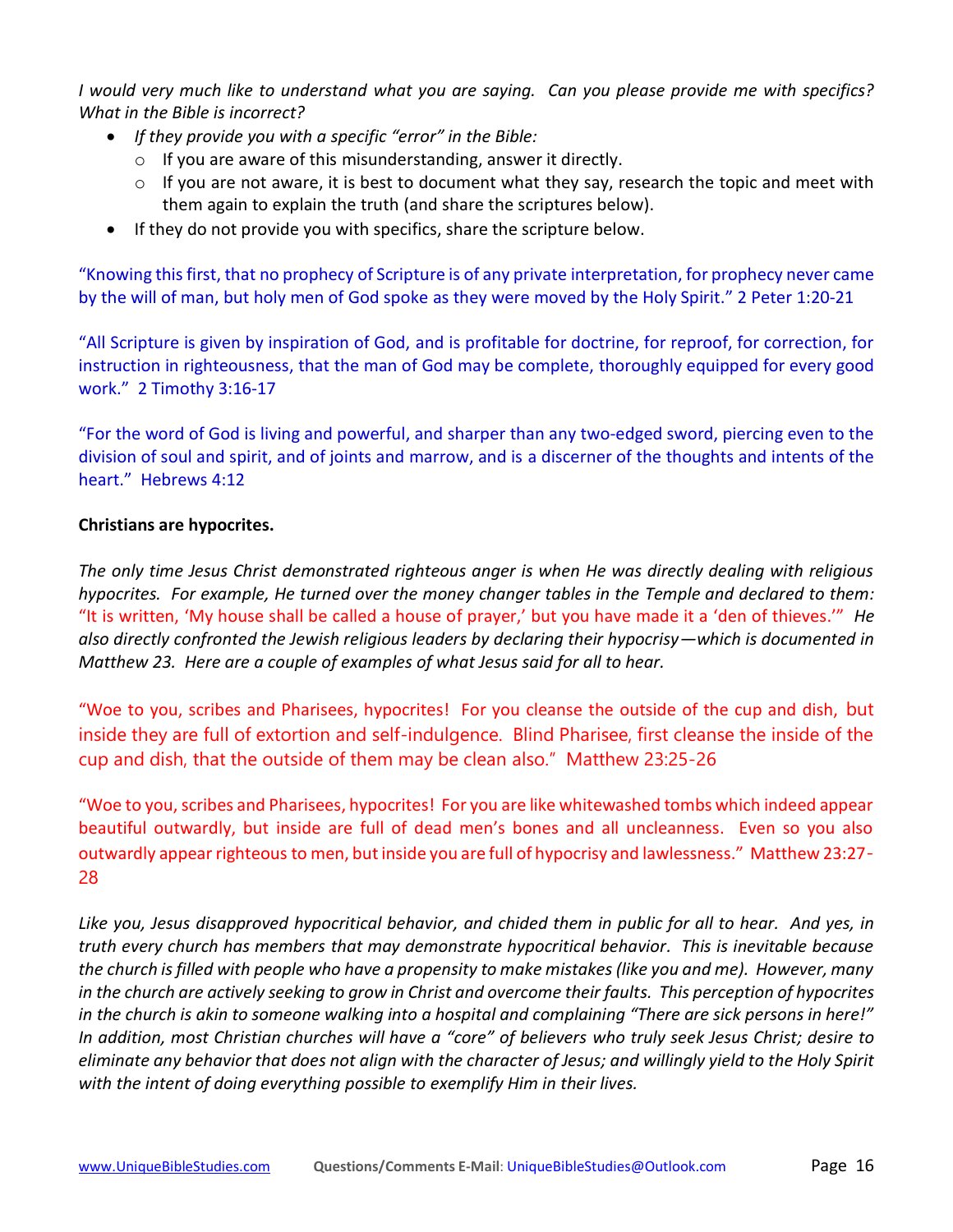*I would very much like to understand what you are saying. Can you please provide me with specifics? What in the Bible is incorrect?*

- *If they provide you with a specific "error" in the Bible:*
    - If you are aware of this misunderstanding, answer it directly.
    - If you are not aware, it is best to document what they say, research the topic and meet with them again to explain the truth (and share the scriptures below).
- If they do not provide you with specifics, share the scripture below.

"Knowing this first, that no prophecy of Scripture is of any private interpretation, for prophecy never came by the will of man, but holy men of God spoke as they were moved by the Holy Spirit." 2 Peter 1:20-21

"All Scripture is given by inspiration of God, and is profitable for doctrine, for reproof, for correction, for instruction in righteousness, that the man of God may be complete, thoroughly equipped for every good work." 2 Timothy 3:16-17

"For the word of God is living and powerful, and sharper than any two-edged sword, piercing even to the division of soul and spirit, and of joints and marrow, and is a discerner of the thoughts and intents of the heart." Hebrews 4:12

**Christians are hypocrites.**

*The only time Jesus Christ demonstrated righteous anger is when He was directly dealing with religious hypocrites. For example, He turned over the money changer tables in the Temple and declared to them:* "It is written, 'My house shall be called a house of prayer,' but you have made it a 'den of thieves.'" *He also directly confronted the Jewish religious leaders by declaring their hypocrisy—which is documented in Matthew 23. Here are a couple of examples of what Jesus said for all to hear.*

"Woe to you, scribes and Pharisees, hypocrites! For you cleanse the outside of the cup and dish, but inside they are full of extortion and self-indulgence. Blind Pharisee, first cleanse the inside of the cup and dish, that the outside of them may be clean also." Matthew 23:25-26

"Woe to you, scribes and Pharisees, hypocrites! For you are like whitewashed tombs which indeed appear beautiful outwardly, but inside are full of dead men's bones and all uncleanness. Even so you also outwardly appear righteous to men, but inside you are full of hypocrisy and lawlessness." Matthew 23:27-28

*Like you, Jesus disapproved hypocritical behavior, and chided them in public for all to hear. And yes, in truth every church has members that may demonstrate hypocritical behavior. This is inevitable because the church is filled with people who have a propensity to make mistakes (like you and me). However, many in the church are actively seeking to grow in Christ and overcome their faults. This perception of hypocrites in the church is akin to someone walking into a hospital and complaining "There are sick persons in here!" In addition, most Christian churches will have a "core" of believers who truly seek Jesus Christ; desire to eliminate any behavior that does not align with the character of Jesus; and willingly yield to the Holy Spirit with the intent of doing everything possible to exemplify Him in their lives.*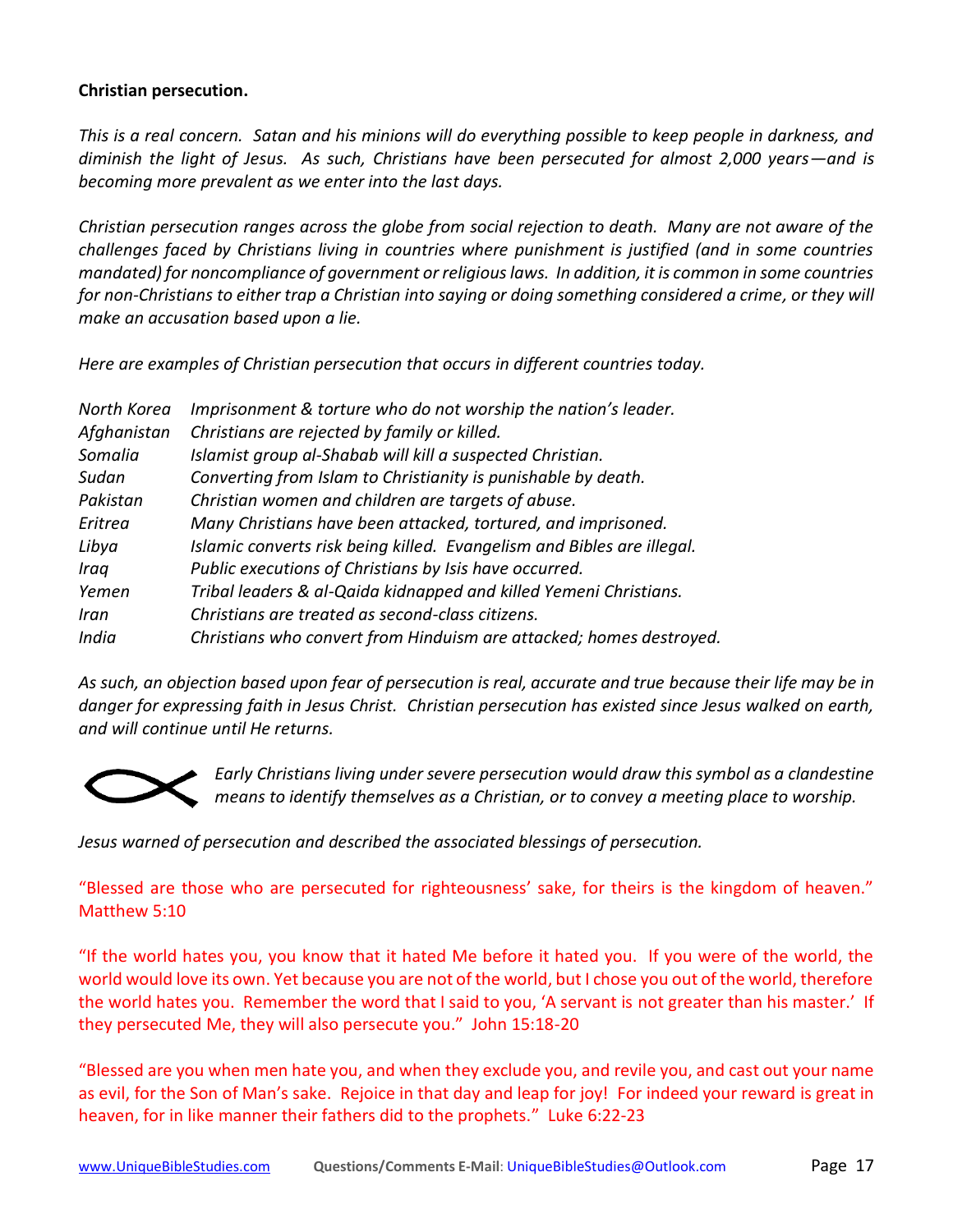**Christian persecution.**

*This is a real concern. Satan and his minions will do everything possible to keep people in darkness, and diminish the light of Jesus. As such, Christians have been persecuted for almost 2,000 years—and is becoming more prevalent as we enter into the last days.*

*Christian persecution ranges across the globe from social rejection to death. Many are not aware of the challenges faced by Christians living in countries where punishment is justified (and in some countries mandated) for noncompliance of government or religious laws. In addition, it is common in some countries for non-Christians to either trap a Christian into saying or doing something considered a crime, or they will make an accusation based upon a lie.*

*Here are examples of Christian persecution that occurs in different countries today.*

| | |
|---|---|
| *North Korea* | *Imprisonment & torture who do not worship the nation's leader.* |
| *Afghanistan* | *Christians are rejected by family or killed.* |
| *Somalia* | *Islamist group al-Shabab will kill a suspected Christian.* |
| *Sudan* | *Converting from Islam to Christianity is punishable by death.* |
| *Pakistan* | *Christian women and children are targets of abuse.* |
| *Eritrea* | *Many Christians have been attacked, tortured, and imprisoned.* |
| *Libya* | *Islamic converts risk being killed. Evangelism and Bibles are illegal.* |
| *Iraq* | *Public executions of Christians by Isis have occurred.* |
| *Yemen* | *Tribal leaders & al-Qaida kidnapped and killed Yemeni Christians.* |
| *Iran* | *Christians are treated as second-class citizens.* |
| *India* | *Christians who convert from Hinduism are attacked; homes destroyed.* |

*As such, an objection based upon fear of persecution is real, accurate and true because their life may be in danger for expressing faith in Jesus Christ. Christian persecution has existed since Jesus walked on earth, and will continue until He returns.*

*Early Christians living under severe persecution would draw this symbol as a clandestine means to identify themselves as a Christian, or to convey a meeting place to worship.*

*Jesus warned of persecution and described the associated blessings of persecution.*

"Blessed are those who are persecuted for righteousness' sake, for theirs is the kingdom of heaven." Matthew 5:10

"If the world hates you, you know that it hated Me before it hated you. If you were of the world, the world would love its own. Yet because you are not of the world, but I chose you out of the world, therefore the world hates you. Remember the word that I said to you, 'A servant is not greater than his master.' If they persecuted Me, they will also persecute you." John 15:18-20

"Blessed are you when men hate you, and when they exclude you, and revile you, and cast out your name as evil, for the Son of Man's sake. Rejoice in that day and leap for joy! For indeed your reward is great in heaven, for in like manner their fathers did to the prophets." Luke 6:22-23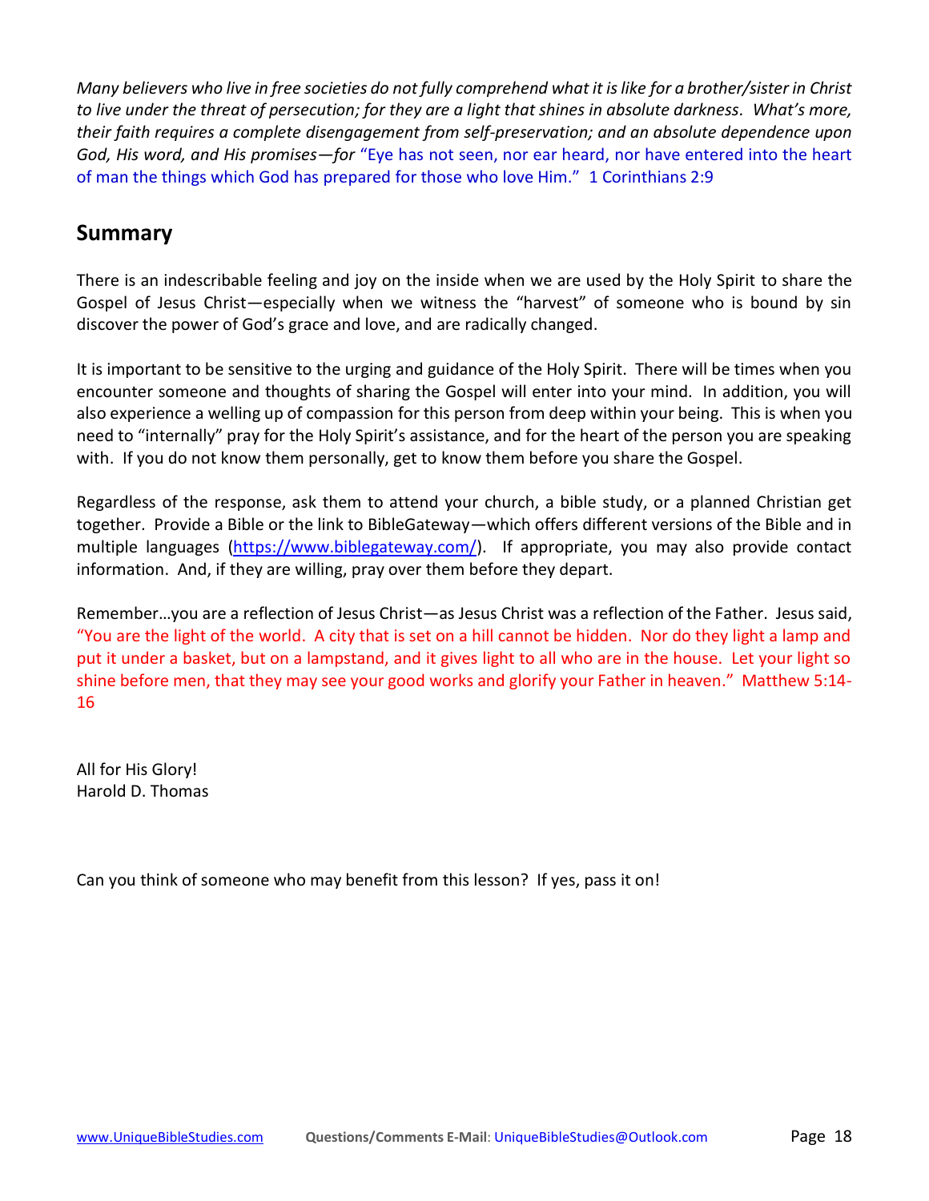*Many believers who live in free societies do not fully comprehend what it is like for a brother/sister in Christ to live under the threat of persecution; for they are a light that shines in absolute darkness. What's more, their faith requires a complete disengagement from self-preservation; and an absolute dependence upon God, His word, and His promises—for* "Eye has not seen, nor ear heard, nor have entered into the heart of man the things which God has prepared for those who love Him." 1 Corinthians 2:9

## Summary

There is an indescribable feeling and joy on the inside when we are used by the Holy Spirit to share the Gospel of Jesus Christ—especially when we witness the "harvest" of someone who is bound by sin discover the power of God's grace and love, and are radically changed.

It is important to be sensitive to the urging and guidance of the Holy Spirit. There will be times when you encounter someone and thoughts of sharing the Gospel will enter into your mind. In addition, you will also experience a welling up of compassion for this person from deep within your being. This is when you need to "internally" pray for the Holy Spirit's assistance, and for the heart of the person you are speaking with. If you do not know them personally, get to know them before you share the Gospel.

Regardless of the response, ask them to attend your church, a bible study, or a planned Christian get together. Provide a Bible or the link to BibleGateway—which offers different versions of the Bible and in multiple languages (https://www.biblegateway.com/). If appropriate, you may also provide contact information. And, if they are willing, pray over them before they depart.

Remember…you are a reflection of Jesus Christ—as Jesus Christ was a reflection of the Father. Jesus said, "You are the light of the world. A city that is set on a hill cannot be hidden. Nor do they light a lamp and put it under a basket, but on a lampstand, and it gives light to all who are in the house. Let your light so shine before men, that they may see your good works and glorify your Father in heaven." Matthew 5:14-16

All for His Glory!
Harold D. Thomas

Can you think of someone who may benefit from this lesson? If yes, pass it on!